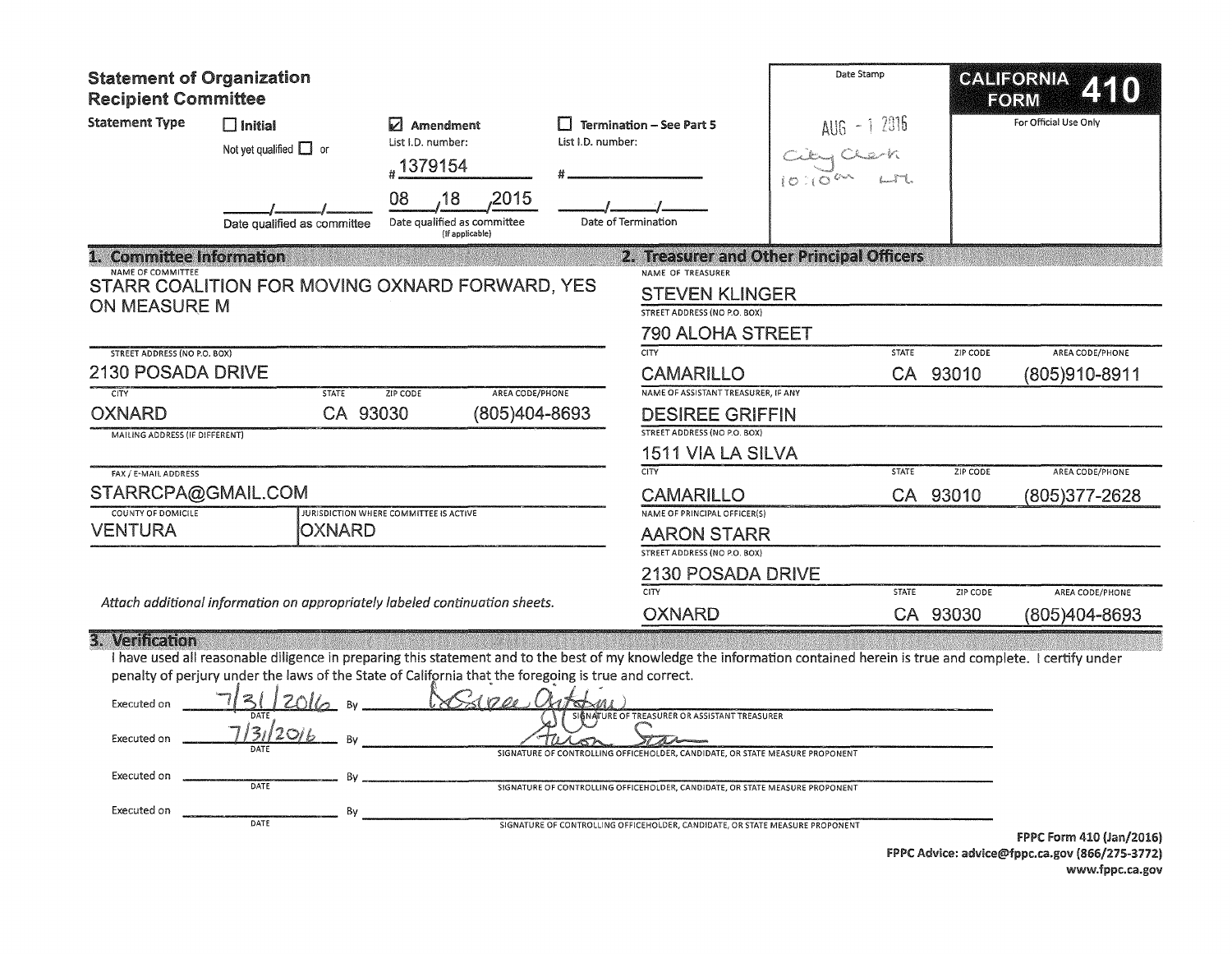# Statement of Organization
## Recipient Committee

**CALIFORNIA FORM 410**

For Official Use Only

Date Stamp: AUG - 1 2016 City Clerk 10:10am

**Statement Type**

- ☐ **Initial** — Not yet qualified ☐ or ___/___/___ Date qualified as committee
- ☑ **Amendment** — List I.D. number: #1379154 — 08/18/2015 Date qualified as committee (If applicable)
- ☐ **Termination – See Part 5** — List I.D. number: #___ — ___/___/___ Date of Termination

## 1. Committee Information

NAME OF COMMITTEE
STARR COALITION FOR MOVING OXNARD FORWARD, YES ON MEASURE M

STREET ADDRESS (NO P.O. BOX)
2130 POSADA DRIVE

| CITY | STATE | ZIP CODE | AREA CODE/PHONE |
|---|---|---|---|
| OXNARD | CA | 93030 | (805)404-8693 |

MAILING ADDRESS (IF DIFFERENT)

FAX / E-MAIL ADDRESS
STARRCPA@GMAIL.COM

| COUNTY OF DOMICILE | JURISDICTION WHERE COMMITTEE IS ACTIVE |
|---|---|
| VENTURA | OXNARD |

*Attach additional information on appropriately labeled continuation sheets.*

## 2. Treasurer and Other Principal Officers

NAME OF TREASURER
STEVEN KLINGER

STREET ADDRESS (NO P.O. BOX)
790 ALOHA STREET

| CITY | STATE | ZIP CODE | AREA CODE/PHONE |
|---|---|---|---|
| CAMARILLO | CA | 93010 | (805)910-8911 |

NAME OF ASSISTANT TREASURER, IF ANY
DESIREE GRIFFIN

STREET ADDRESS (NO P.O. BOX)
1511 VIA LA SILVA

| CITY | STATE | ZIP CODE | AREA CODE/PHONE |
|---|---|---|---|
| CAMARILLO | CA | 93010 | (805)377-2628 |

NAME OF PRINCIPAL OFFICER(S)
AARON STARR

STREET ADDRESS (NO P.O. BOX)
2130 POSADA DRIVE

| CITY | STATE | ZIP CODE | AREA CODE/PHONE |
|---|---|---|---|
| OXNARD | CA | 93030 | (805)404-8693 |

## 3. Verification

I have used all reasonable diligence in preparing this statement and to the best of my knowledge the information contained herein is true and complete. I certify under penalty of perjury under the laws of the State of California that the foregoing is true and correct.

Executed on 7/31/2016 By *Desiree Griffin* — SIGNATURE OF TREASURER OR ASSISTANT TREASURER

Executed on 7/31/2016 By *Aaron Starr* — SIGNATURE OF CONTROLLING OFFICEHOLDER, CANDIDATE, OR STATE MEASURE PROPONENT

Executed on ________ By ________ — SIGNATURE OF CONTROLLING OFFICEHOLDER, CANDIDATE, OR STATE MEASURE PROPONENT

Executed on ________ By ________ — SIGNATURE OF CONTROLLING OFFICEHOLDER, CANDIDATE, OR STATE MEASURE PROPONENT

**FPPC Form 410 (Jan/2016)**
**FPPC Advice: advice@fppc.ca.gov (866/275-3772)**
**www.fppc.ca.gov**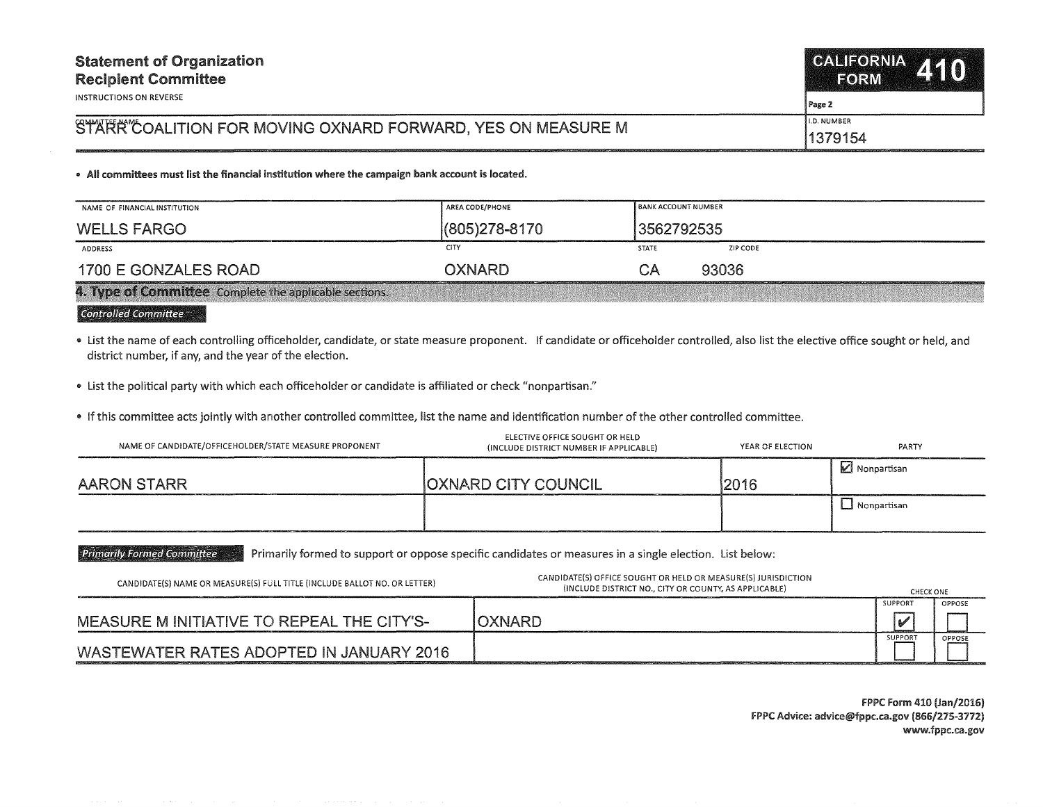**Statement of Organization**
**Recipient Committee**

INSTRUCTIONS ON REVERSE

**CALIFORNIA FORM 410**

Page 2

| COMMITTEE NAME | I.D. NUMBER |
|---|---|
| STARR COALITION FOR MOVING OXNARD FORWARD, YES ON MEASURE M | 1379154 |

- **All committees must list the financial institution where the campaign bank account is located.**

| NAME OF FINANCIAL INSTITUTION | AREA CODE/PHONE | BANK ACCOUNT NUMBER | |
|---|---|---|---|
| WELLS FARGO | (805)278-8170 | 3562792535 | |
| **ADDRESS** | **CITY** | **STATE** | **ZIP CODE** |
| 1700 E GONZALES ROAD | OXNARD | CA | 93036 |

## 4. Type of Committee

Complete the applicable sections.

### Controlled Committee

- List the name of each controlling officeholder, candidate, or state measure proponent. If candidate or officeholder controlled, also list the elective office sought or held, and district number, if any, and the year of the election.
- List the political party with which each officeholder or candidate is affiliated or check "nonpartisan."
- If this committee acts jointly with another controlled committee, list the name and identification number of the other controlled committee.

| NAME OF CANDIDATE/OFFICEHOLDER/STATE MEASURE PROPONENT | ELECTIVE OFFICE SOUGHT OR HELD (INCLUDE DISTRICT NUMBER IF APPLICABLE) | YEAR OF ELECTION | PARTY |
|---|---|---|---|
| AARON STARR | OXNARD CITY COUNCIL | 2016 | ☑ Nonpartisan |
| | | | ☐ Nonpartisan |

### Primarily Formed Committee

Primarily formed to support or oppose specific candidates or measures in a single election. List below:

| CANDIDATE(S) NAME OR MEASURE(S) FULL TITLE (INCLUDE BALLOT NO. OR LETTER) | CANDIDATE(S) OFFICE SOUGHT OR HELD OR MEASURE(S) JURISDICTION (INCLUDE DISTRICT NO., CITY OR COUNTY, AS APPLICABLE) | SUPPORT | OPPOSE |
|---|---|---|---|
| MEASURE M INITIATIVE TO REPEAL THE CITY'S- | OXNARD | ☑ | ☐ |
| WASTEWATER RATES ADOPTED IN JANUARY 2016 | | ☐ | ☐ |

FPPC Form 410 (Jan/2016)
FPPC Advice: advice@fppc.ca.gov (866/275-3772)
www.fppc.ca.gov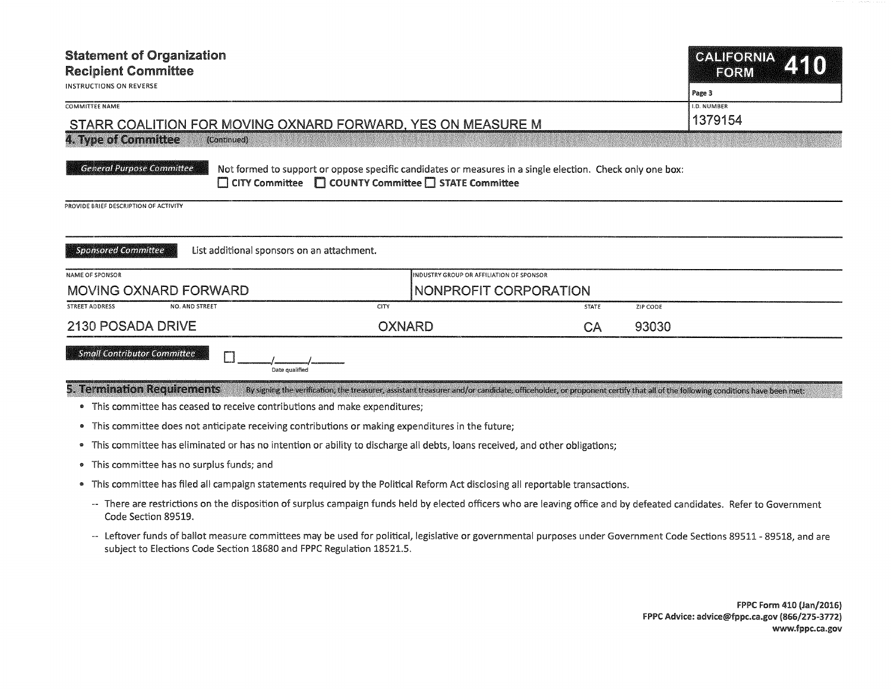**Statement of Organization**
**Recipient Committee**

INSTRUCTIONS ON REVERSE

**CALIFORNIA FORM 410**

Page 3

| COMMITTEE NAME | I.D. NUMBER |
|---|---|
| STARR COALITION FOR MOVING OXNARD FORWARD, YES ON MEASURE M | 1379154 |

## 4. Type of Committee (Continued)

***General Purpose Committee*** Not formed to support or oppose specific candidates or measures in a single election. Check only one box:

☐ CITY Committee ☐ COUNTY Committee ☐ STATE Committee

PROVIDE BRIEF DESCRIPTION OF ACTIVITY

***Sponsored Committee*** List additional sponsors on an attachment.

| NAME OF SPONSOR | INDUSTRY GROUP OR AFFILIATION OF SPONSOR | | |
|---|---|---|---|
| MOVING OXNARD FORWARD | NONPROFIT CORPORATION | | |
| **STREET ADDRESS (NO. AND STREET)** | **CITY** | **STATE** | **ZIP CODE** |
| 2130 POSADA DRIVE | OXNARD | CA | 93030 |

***Small Contributor Committee*** ☐ ____/____/____ Date qualified

## 5. Termination Requirements

By signing the verification, the treasurer, assistant treasurer and/or candidate, officeholder, or proponent certify that all of the following conditions have been met:

- This committee has ceased to receive contributions and make expenditures;
- This committee does not anticipate receiving contributions or making expenditures in the future;
- This committee has eliminated or has no intention or ability to discharge all debts, loans received, and other obligations;
- This committee has no surplus funds; and
- This committee has filed all campaign statements required by the Political Reform Act disclosing all reportable transactions.
  - -- There are restrictions on the disposition of surplus campaign funds held by elected officers who are leaving office and by defeated candidates. Refer to Government Code Section 89519.
  - -- Leftover funds of ballot measure committees may be used for political, legislative or governmental purposes under Government Code Sections 89511 - 89518, and are subject to Elections Code Section 18680 and FPPC Regulation 18521.5.

**FPPC Form 410 (Jan/2016)**
**FPPC Advice: advice@fppc.ca.gov (866/275-3772)**
**www.fppc.ca.gov**